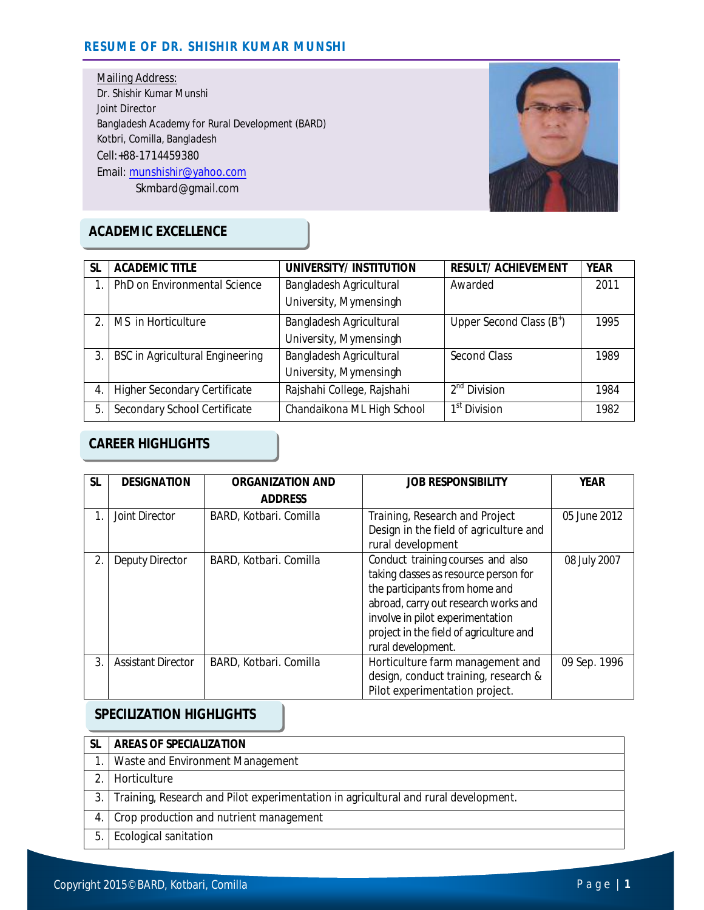# RESUME OF DR. SHISHIR KUMAR MUNSHI

Mailing Address:
Dr. Shishir Kumar Munshi
Joint Director
Bangladesh Academy for Rural Development (BARD)
Kotbri, Comilla, Bangladesh
Cell:+88-1714459380
Email: munshishir@yahoo.com
Skmbard@gmail.com

## ACADEMIC EXCELLENCE

| SL | ACADEMIC TITLE | UNIVERSITY/ INSTITUTION | RESULT/ ACHIEVEMENT | YEAR |
|---|---|---|---|---|
| 1. | PhD on Environmental Science | Bangladesh Agricultural University, Mymensingh | Awarded | 2011 |
| 2. | MS in Horticulture | Bangladesh Agricultural University, Mymensingh | Upper Second Class ($B^+$) | 1995 |
| 3. | BSC in Agricultural Engineering | Bangladesh Agricultural University, Mymensingh | Second Class | 1989 |
| 4. | Higher Secondary Certificate | Rajshahi College, Rajshahi | 2nd Division | 1984 |
| 5. | Secondary School Certificate | Chandaikona ML High School | 1st Division | 1982 |

## CAREER HIGHLIGHTS

| SL | DESIGNATION | ORGANIZATION AND ADDRESS | JOB RESPONSIBILITY | YEAR |
|---|---|---|---|---|
| 1. | Joint Director | BARD, Kotbari. Comilla | Training, Research and Project Design in the field of agriculture and rural development | 05 June 2012 |
| 2. | Deputy Director | BARD, Kotbari. Comilla | Conduct training courses and also taking classes as resource person for the participants from home and abroad, carry out research works and involve in pilot experimentation project in the field of agriculture and rural development. | 08 July 2007 |
| 3. | Assistant Director | BARD, Kotbari. Comilla | Horticulture farm management and design, conduct training, research & Pilot experimentation project. | 09 Sep. 1996 |

## SPECILIZATION HIGHLIGHTS

| SL | AREAS OF SPECIALIZATION |
|---|---|
| 1. | Waste and Environment Management |
| 2. | Horticulture |
| 3. | Training, Research and Pilot experimentation in agricultural and rural development. |
| 4. | Crop production and nutrient management |
| 5. | Ecological sanitation |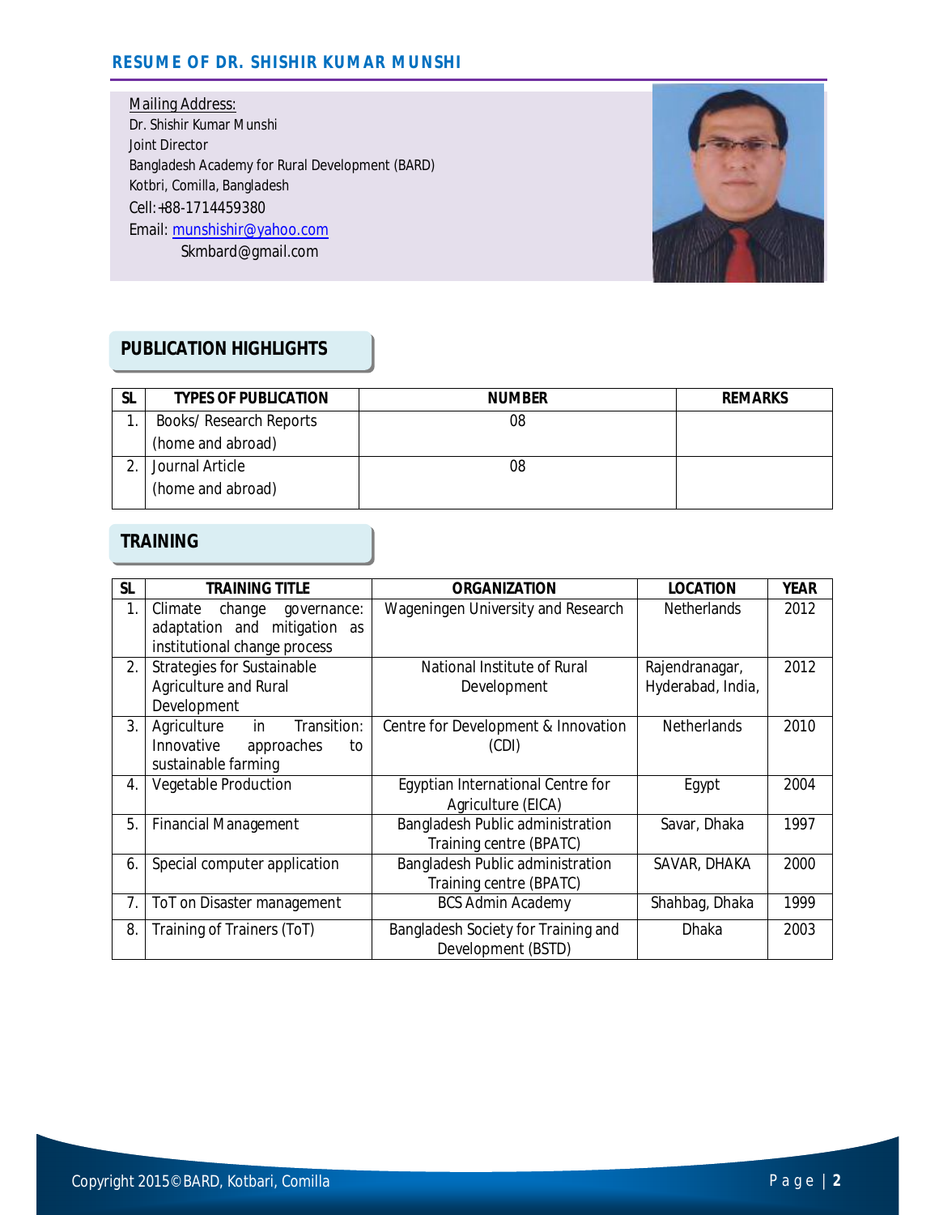## RESUME OF DR. SHISHIR KUMAR MUNSHI

Mailing Address:
Dr. Shishir Kumar Munshi
Joint Director
Bangladesh Academy for Rural Development (BARD)
Kotbri, Comilla, Bangladesh
Cell:+88-1714459380
Email: munshishir@yahoo.com
Skmbard@gmail.com

## PUBLICATION HIGHLIGHTS

| SL | TYPES OF PUBLICATION | NUMBER | REMARKS |
|---|---|---|---|
| 1. | Books/ Research Reports (home and abroad) | 08 | |
| 2. | Journal Article (home and abroad) | 08 | |

## TRAINING

| SL | TRAINING TITLE | ORGANIZATION | LOCATION | YEAR |
|---|---|---|---|---|
| 1. | Climate change governance: adaptation and mitigation as institutional change process | Wageningen University and Research | Netherlands | 2012 |
| 2. | Strategies for Sustainable Agriculture and Rural Development | National Institute of Rural Development | Rajendranagar, Hyderabad, India, | 2012 |
| 3. | Agriculture in Transition: Innovative approaches to sustainable farming | Centre for Development & Innovation (CDI) | Netherlands | 2010 |
| 4. | Vegetable Production | Egyptian International Centre for Agriculture (EICA) | Egypt | 2004 |
| 5. | Financial Management | Bangladesh Public administration Training centre (BPATC) | Savar, Dhaka | 1997 |
| 6. | Special computer application | Bangladesh Public administration Training centre (BPATC) | SAVAR, DHAKA | 2000 |
| 7. | ToT on Disaster management | BCS Admin Academy | Shahbag, Dhaka | 1999 |
| 8. | Training of Trainers (ToT) | Bangladesh Society for Training and Development (BSTD) | Dhaka | 2003 |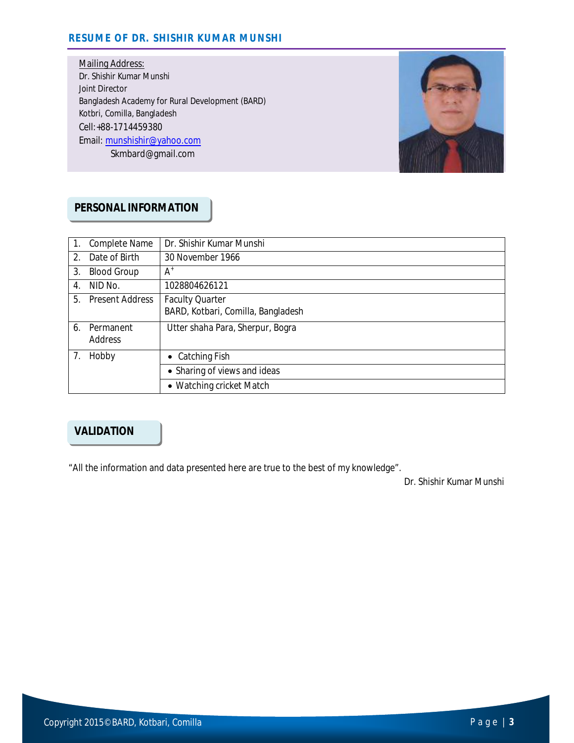# RESUME OF DR. SHISHIR KUMAR MUNSHI

Mailing Address:
Dr. Shishir Kumar Munshi
Joint Director
Bangladesh Academy for Rural Development (BARD)
Kotbri, Comilla, Bangladesh
Cell:+88-1714459380
Email: munshishir@yahoo.com
Skmbard@gmail.com

## PERSONAL INFORMATION

| | |
|---|---|
| 1. Complete Name | Dr. Shishir Kumar Munshi |
| 2. Date of Birth | 30 November 1966 |
| 3. Blood Group | $A^+$ |
| 4. NID No. | 1028804626121 |
| 5. Present Address | Faculty Quarter<br>BARD, Kotbari, Comilla, Bangladesh |
| 6. Permanent Address | Utter shaha Para, Sherpur, Bogra |
| 7. Hobby | • Catching Fish |
| | • Sharing of views and ideas |
| | • Watching cricket Match |

## VALIDATION

"All the information and data presented here are true to the best of my knowledge".

Dr. Shishir Kumar Munshi